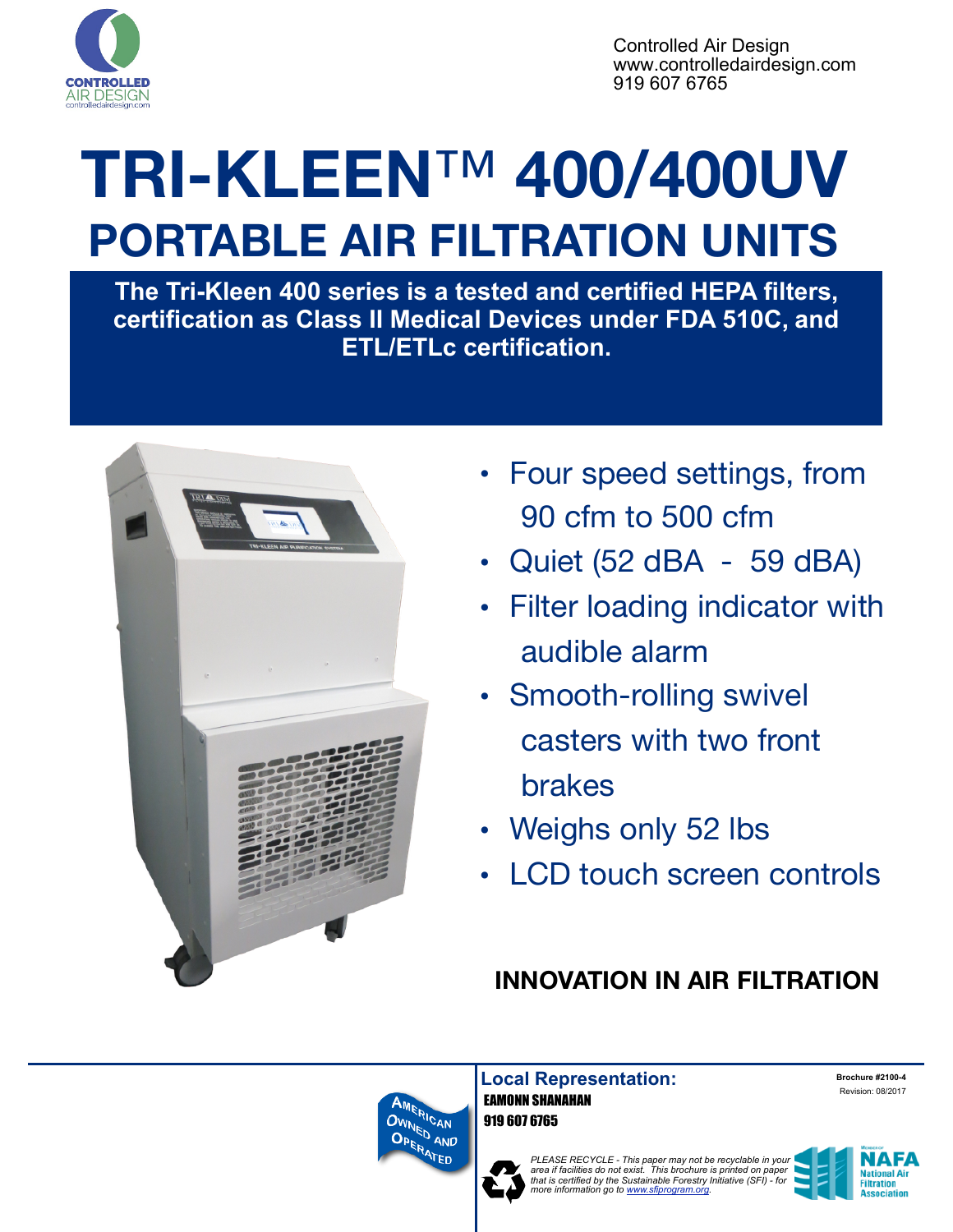CONTROLLED AIR DESIGN
controlledairdesign.com

Controlled Air Design
www.controlledairdesign.com
919 607 6765

# TRI-KLEEN™ 400/400UV

## PORTABLE AIR FILTRATION UNITS

**The Tri-Kleen 400 series is a tested and certified HEPA filters, certification as Class II Medical Devices under FDA 510C, and ETL/ETLc certification.**

- Four speed settings, from 90 cfm to 500 cfm
- Quiet (52 dBA - 59 dBA)
- Filter loading indicator with audible alarm
- Smooth-rolling swivel casters with two front brakes
- Weighs only 52 lbs
- LCD touch screen controls

**INNOVATION IN AIR FILTRATION**

American Owned and Operated

**Local Representation:**
**EAMONN SHANAHAN**
**919 607 6765**

**Brochure #2100-4**
Revision: 08/2017

*PLEASE RECYCLE - This paper may not be recyclable in your area if facilities do not exist. This brochure is printed on paper that is certified by the Sustainable Forestry Initiative (SFI) - for more information go to www.sfiprogram.org.*

Member of NAFA National Air Filtration Association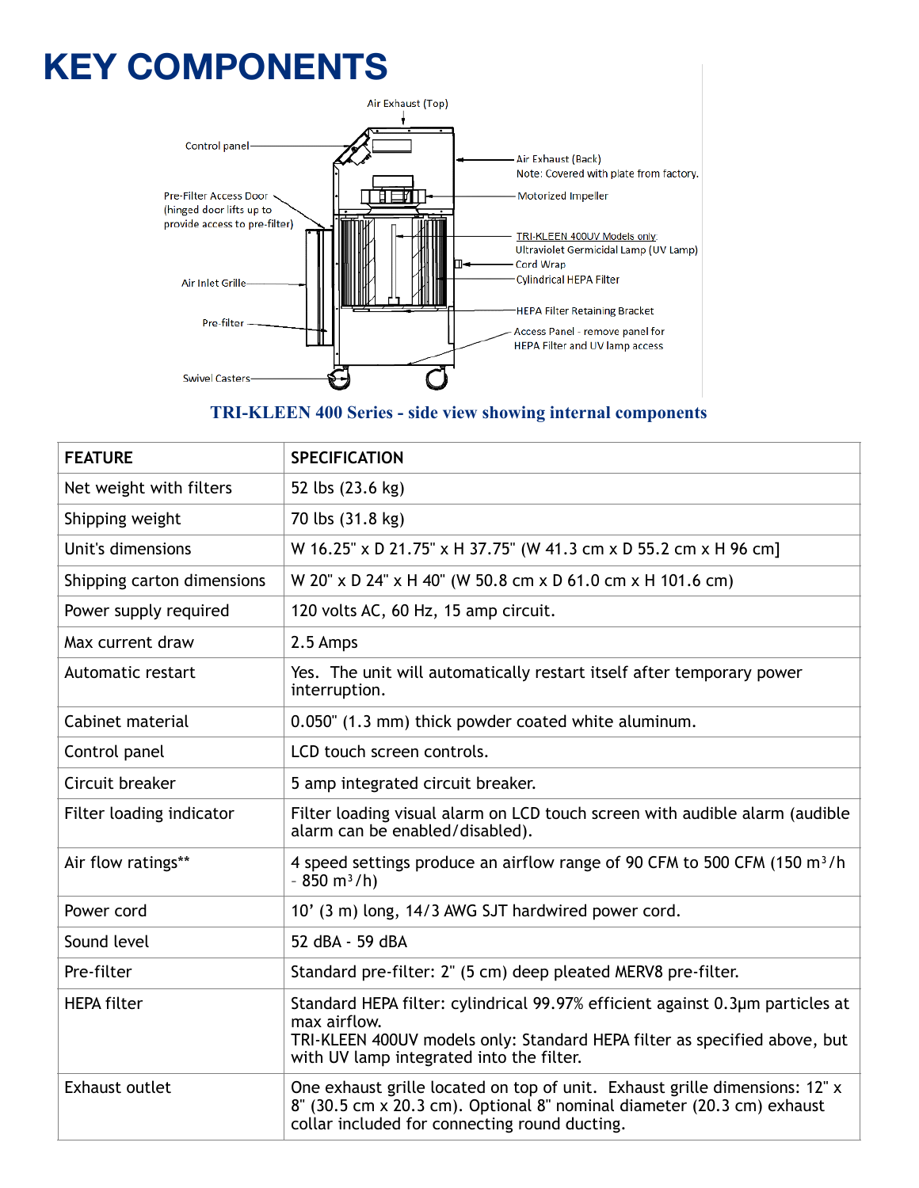# KEY COMPONENTS

Air Exhaust (Top)

Control panel

Air Exhaust (Back)
Note: Covered with plate from factory.

Pre-Filter Access Door (hinged door lifts up to provide access to pre-filter)

Motorized Impeller

TRI-KLEEN 400UV Models only.
Ultraviolet Germicidal Lamp (UV Lamp)

Cord Wrap

Cylindrical HEPA Filter

Air Inlet Grille

HEPA Filter Retaining Bracket

Pre-filter

Access Panel - remove panel for HEPA Filter and UV lamp access

Swivel Casters

**TRI-KLEEN 400 Series - side view showing internal components**

| FEATURE | SPECIFICATION |
|---|---|
| Net weight with filters | 52 lbs (23.6 kg) |
| Shipping weight | 70 lbs (31.8 kg) |
| Unit's dimensions | W 16.25" x D 21.75" x H 37.75" (W 41.3 cm x D 55.2 cm x H 96 cm] |
| Shipping carton dimensions | W 20" x D 24" x H 40" (W 50.8 cm x D 61.0 cm x H 101.6 cm) |
| Power supply required | 120 volts AC, 60 Hz, 15 amp circuit. |
| Max current draw | 2.5 Amps |
| Automatic restart | Yes. The unit will automatically restart itself after temporary power interruption. |
| Cabinet material | 0.050" (1.3 mm) thick powder coated white aluminum. |
| Control panel | LCD touch screen controls. |
| Circuit breaker | 5 amp integrated circuit breaker. |
| Filter loading indicator | Filter loading visual alarm on LCD touch screen with audible alarm (audible alarm can be enabled/disabled). |
| Air flow ratings** | 4 speed settings produce an airflow range of 90 CFM to 500 CFM (150 $m^3$/h – 850 $m^3$/h) |
| Power cord | 10' (3 m) long, 14/3 AWG SJT hardwired power cord. |
| Sound level | 52 dBA - 59 dBA |
| Pre-filter | Standard pre-filter: 2" (5 cm) deep pleated MERV8 pre-filter. |
| HEPA filter | Standard HEPA filter: cylindrical 99.97% efficient against 0.3µm particles at max airflow.<br>TRI-KLEEN 400UV models only: Standard HEPA filter as specified above, but with UV lamp integrated into the filter. |
| Exhaust outlet | One exhaust grille located on top of unit. Exhaust grille dimensions: 12" x 8" (30.5 cm x 20.3 cm). Optional 8" nominal diameter (20.3 cm) exhaust collar included for connecting round ducting. |